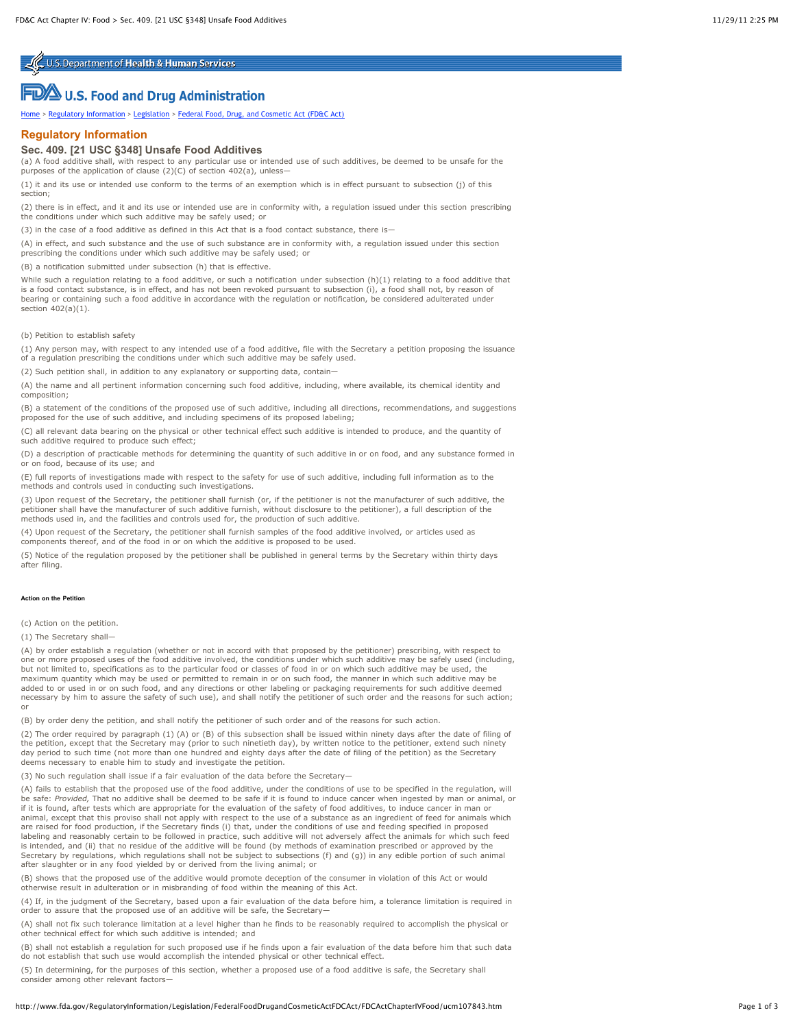U.S. Department of Health & Human Services

U.S. Food and Drug Administration

Home > Regulatory Information > Legislation > Federal Food, Drug, and Cosmetic Act (FD&C Act)

## Regulatory Information

### Sec. 409. [21 USC §348] Unsafe Food Additives

(a) A food additive shall, with respect to any particular use or intended use of such additives, be deemed to be unsafe for the purposes of the application of clause (2)(C) of section 402(a), unless—

(1) it and its use or intended use conform to the terms of an exemption which is in effect pursuant to subsection (j) of this section;

(2) there is in effect, and it and its use or intended use are in conformity with, a regulation issued under this section prescribing the conditions under which such additive may be safely used; or

(3) in the case of a food additive as defined in this Act that is a food contact substance, there is—

(A) in effect, and such substance and the use of such substance are in conformity with, a regulation issued under this section prescribing the conditions under which such additive may be safely used; or

(B) a notification submitted under subsection (h) that is effective.

While such a regulation relating to a food additive, or such a notification under subsection (h)(1) relating to a food additive that is a food contact substance, is in effect, and has not been revoked pursuant to subsection (i), a food shall not, by reason of bearing or containing such a food additive in accordance with the regulation or notification, be considered adulterated under section 402(a)(1).

(b) Petition to establish safety

(1) Any person may, with respect to any intended use of a food additive, file with the Secretary a petition proposing the issuance of a regulation prescribing the conditions under which such additive may be safely used.

(2) Such petition shall, in addition to any explanatory or supporting data, contain—

(A) the name and all pertinent information concerning such food additive, including, where available, its chemical identity and composition;

(B) a statement of the conditions of the proposed use of such additive, including all directions, recommendations, and suggestions proposed for the use of such additive, and including specimens of its proposed labeling;

(C) all relevant data bearing on the physical or other technical effect such additive is intended to produce, and the quantity of such additive required to produce such effect;

(D) a description of practicable methods for determining the quantity of such additive in or on food, and any substance formed in or on food, because of its use; and

(E) full reports of investigations made with respect to the safety for use of such additive, including full information as to the methods and controls used in conducting such investigations.

(3) Upon request of the Secretary, the petitioner shall furnish (or, if the petitioner is not the manufacturer of such additive, the petitioner shall have the manufacturer of such additive furnish, without disclosure to the petitioner), a full description of the methods used in, and the facilities and controls used for, the production of such additive.

(4) Upon request of the Secretary, the petitioner shall furnish samples of the food additive involved, or articles used as components thereof, and of the food in or on which the additive is proposed to be used.

(5) Notice of the regulation proposed by the petitioner shall be published in general terms by the Secretary within thirty days after filing.

##### Action on the Petition

(c) Action on the petition.

(1) The Secretary shall—

(A) by order establish a regulation (whether or not in accord with that proposed by the petitioner) prescribing, with respect to one or more proposed uses of the food additive involved, the conditions under which such additive may be safely used (including, but not limited to, specifications as to the particular food or classes of food in or on which such additive may be used, the maximum quantity which may be used or permitted to remain in or on such food, the manner in which such additive may be added to or used in or on such food, and any directions or other labeling or packaging requirements for such additive deemed necessary by him to assure the safety of such use), and shall notify the petitioner of such order and the reasons for such action; or

(B) by order deny the petition, and shall notify the petitioner of such order and of the reasons for such action.

(2) The order required by paragraph (1) (A) or (B) of this subsection shall be issued within ninety days after the date of filing of the petition, except that the Secretary may (prior to such ninetieth day), by written notice to the petitioner, extend such ninety day period to such time (not more than one hundred and eighty days after the date of filing of the petition) as the Secretary deems necessary to enable him to study and investigate the petition.

(3) No such regulation shall issue if a fair evaluation of the data before the Secretary—

(A) fails to establish that the proposed use of the food additive, under the conditions of use to be specified in the regulation, will be safe: *Provided,* That no additive shall be deemed to be safe if it is found to induce cancer when ingested by man or animal, or if it is found, after tests which are appropriate for the evaluation of the safety of food additives, to induce cancer in man or animal, except that this proviso shall not apply with respect to the use of a substance as an ingredient of feed for animals which are raised for food production, if the Secretary finds (i) that, under the conditions of use and feeding specified in proposed labeling and reasonably certain to be followed in practice, such additive will not adversely affect the animals for which such feed is intended, and (ii) that no residue of the additive will be found (by methods of examination prescribed or approved by the Secretary by regulations, which regulations shall not be subject to subsections (f) and (g)) in any edible portion of such animal after slaughter or in any food yielded by or derived from the living animal; or

(B) shows that the proposed use of the additive would promote deception of the consumer in violation of this Act or would otherwise result in adulteration or in misbranding of food within the meaning of this Act.

(4) If, in the judgment of the Secretary, based upon a fair evaluation of the data before him, a tolerance limitation is required in order to assure that the proposed use of an additive will be safe, the Secretary—

(A) shall not fix such tolerance limitation at a level higher than he finds to be reasonably required to accomplish the physical or other technical effect for which such additive is intended; and

(B) shall not establish a regulation for such proposed use if he finds upon a fair evaluation of the data before him that such data do not establish that such use would accomplish the intended physical or other technical effect.

(5) In determining, for the purposes of this section, whether a proposed use of a food additive is safe, the Secretary shall consider among other relevant factors—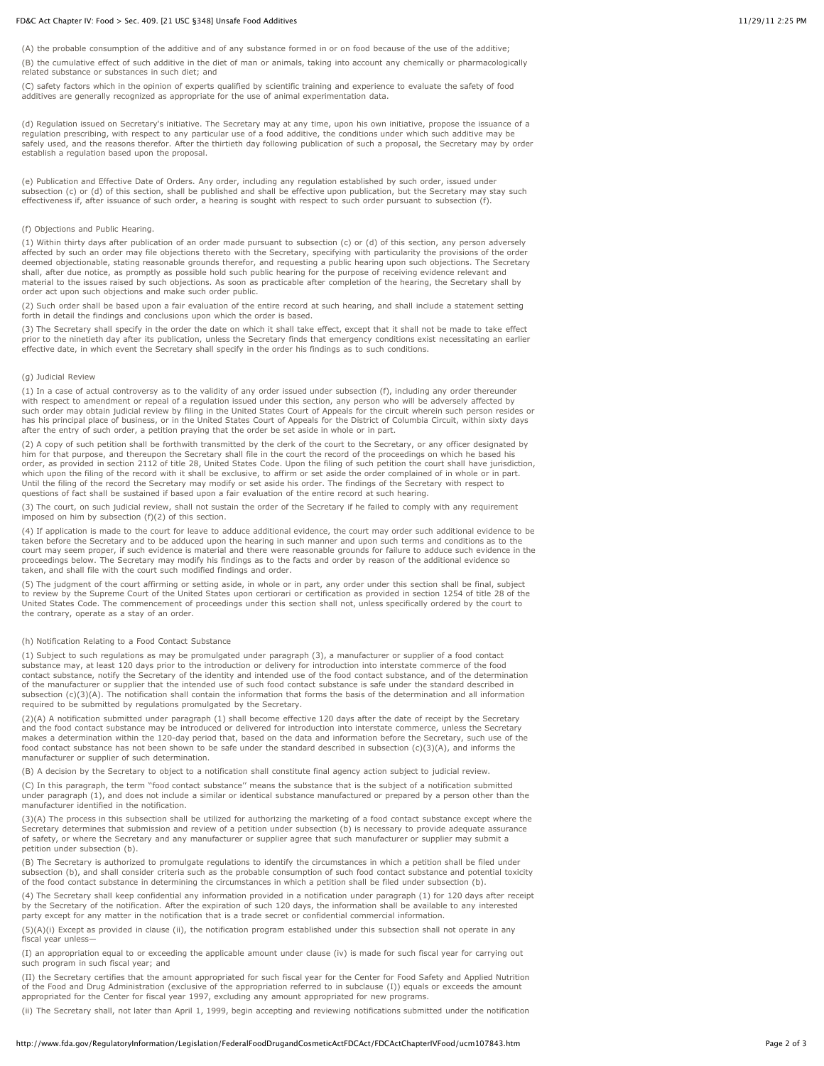(A) the probable consumption of the additive and of any substance formed in or on food because of the use of the additive;

(B) the cumulative effect of such additive in the diet of man or animals, taking into account any chemically or pharmacologically related substance or substances in such diet; and

(C) safety factors which in the opinion of experts qualified by scientific training and experience to evaluate the safety of food additives are generally recognized as appropriate for the use of animal experimentation data.

(d) Regulation issued on Secretary's initiative. The Secretary may at any time, upon his own initiative, propose the issuance of a regulation prescribing, with respect to any particular use of a food additive, the conditions under which such additive may be safely used, and the reasons therefor. After the thirtieth day following publication of such a proposal, the Secretary may by order establish a regulation based upon the proposal.

(e) Publication and Effective Date of Orders. Any order, including any regulation established by such order, issued under subsection (c) or (d) of this section, shall be published and shall be effective upon publication, but the Secretary may stay such effectiveness if, after issuance of such order, a hearing is sought with respect to such order pursuant to subsection (f).

(f) Objections and Public Hearing.

(1) Within thirty days after publication of an order made pursuant to subsection (c) or (d) of this section, any person adversely affected by such an order may file objections thereto with the Secretary, specifying with particularity the provisions of the order deemed objectionable, stating reasonable grounds therefor, and requesting a public hearing upon such objections. The Secretary shall, after due notice, as promptly as possible hold such public hearing for the purpose of receiving evidence relevant and material to the issues raised by such objections. As soon as practicable after completion of the hearing, the Secretary shall by order act upon such objections and make such order public.

(2) Such order shall be based upon a fair evaluation of the entire record at such hearing, and shall include a statement setting forth in detail the findings and conclusions upon which the order is based.

(3) The Secretary shall specify in the order the date on which it shall take effect, except that it shall not be made to take effect prior to the ninetieth day after its publication, unless the Secretary finds that emergency conditions exist necessitating an earlier effective date, in which event the Secretary shall specify in the order his findings as to such conditions.

(g) Judicial Review

(1) In a case of actual controversy as to the validity of any order issued under subsection (f), including any order thereunder with respect to amendment or repeal of a regulation issued under this section, any person who will be adversely affected by such order may obtain judicial review by filing in the United States Court of Appeals for the circuit wherein such person resides or has his principal place of business, or in the United States Court of Appeals for the District of Columbia Circuit, within sixty days after the entry of such order, a petition praying that the order be set aside in whole or in part.

(2) A copy of such petition shall be forthwith transmitted by the clerk of the court to the Secretary, or any officer designated by him for that purpose, and thereupon the Secretary shall file in the court the record of the proceedings on which he based his order, as provided in section 2112 of title 28, United States Code. Upon the filing of such petition the court shall have jurisdiction, which upon the filing of the record with it shall be exclusive, to affirm or set aside the order complained of in whole or in part. Until the filing of the record the Secretary may modify or set aside his order. The findings of the Secretary with respect to questions of fact shall be sustained if based upon a fair evaluation of the entire record at such hearing.

(3) The court, on such judicial review, shall not sustain the order of the Secretary if he failed to comply with any requirement imposed on him by subsection (f)(2) of this section.

(4) If application is made to the court for leave to adduce additional evidence, the court may order such additional evidence to be taken before the Secretary and to be adduced upon the hearing in such manner and upon such terms and conditions as to the court may seem proper, if such evidence is material and there were reasonable grounds for failure to adduce such evidence in the proceedings below. The Secretary may modify his findings as to the facts and order by reason of the additional evidence so taken, and shall file with the court such modified findings and order.

(5) The judgment of the court affirming or setting aside, in whole or in part, any order under this section shall be final, subject to review by the Supreme Court of the United States upon certiorari or certification as provided in section 1254 of title 28 of the United States Code. The commencement of proceedings under this section shall not, unless specifically ordered by the court to the contrary, operate as a stay of an order.

(h) Notification Relating to a Food Contact Substance

(1) Subject to such regulations as may be promulgated under paragraph (3), a manufacturer or supplier of a food contact substance may, at least 120 days prior to the introduction or delivery for introduction into interstate commerce of the food contact substance, notify the Secretary of the identity and intended use of the food contact substance, and of the determination of the manufacturer or supplier that the intended use of such food contact substance is safe under the standard described in subsection (c)(3)(A). The notification shall contain the information that forms the basis of the determination and all information required to be submitted by regulations promulgated by the Secretary.

(2)(A) A notification submitted under paragraph (1) shall become effective 120 days after the date of receipt by the Secretary and the food contact substance may be introduced or delivered for introduction into interstate commerce, unless the Secretary makes a determination within the 120-day period that, based on the data and information before the Secretary, such use of the food contact substance has not been shown to be safe under the standard described in subsection (c)(3)(A), and informs the manufacturer or supplier of such determination.

(B) A decision by the Secretary to object to a notification shall constitute final agency action subject to judicial review.

(C) In this paragraph, the term ''food contact substance'' means the substance that is the subject of a notification submitted under paragraph (1), and does not include a similar or identical substance manufactured or prepared by a person other than the manufacturer identified in the notification.

(3)(A) The process in this subsection shall be utilized for authorizing the marketing of a food contact substance except where the Secretary determines that submission and review of a petition under subsection (b) is necessary to provide adequate assurance of safety, or where the Secretary and any manufacturer or supplier agree that such manufacturer or supplier may submit a petition under subsection (b).

(B) The Secretary is authorized to promulgate regulations to identify the circumstances in which a petition shall be filed under subsection (b), and shall consider criteria such as the probable consumption of such food contact substance and potential toxicity of the food contact substance in determining the circumstances in which a petition shall be filed under subsection (b).

(4) The Secretary shall keep confidential any information provided in a notification under paragraph (1) for 120 days after receipt by the Secretary of the notification. After the expiration of such 120 days, the information shall be available to any interested party except for any matter in the notification that is a trade secret or confidential commercial information.

(5)(A)(i) Except as provided in clause (ii), the notification program established under this subsection shall not operate in any fiscal year unless—

(I) an appropriation equal to or exceeding the applicable amount under clause (iv) is made for such fiscal year for carrying out such program in such fiscal year; and

(II) the Secretary certifies that the amount appropriated for such fiscal year for the Center for Food Safety and Applied Nutrition of the Food and Drug Administration (exclusive of the appropriation referred to in subclause (I)) equals or exceeds the amount appropriated for the Center for fiscal year 1997, excluding any amount appropriated for new programs.

(ii) The Secretary shall, not later than April 1, 1999, begin accepting and reviewing notifications submitted under the notification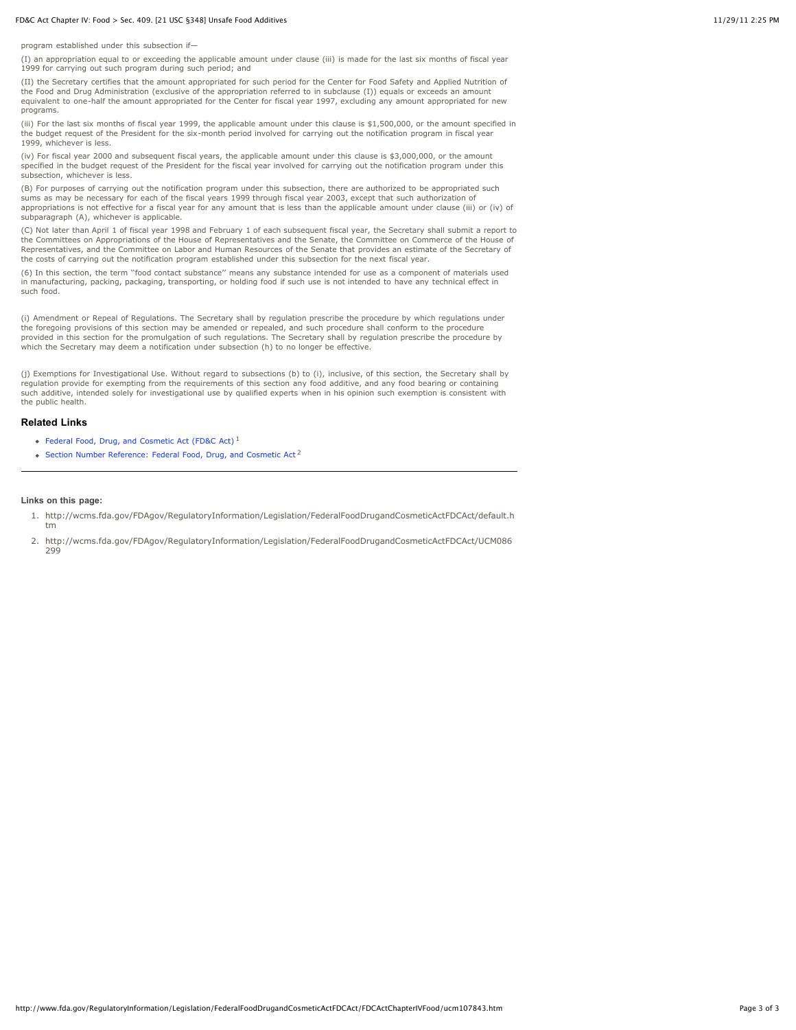program established under this subsection if—

(I) an appropriation equal to or exceeding the applicable amount under clause (iii) is made for the last six months of fiscal year 1999 for carrying out such program during such period; and

(II) the Secretary certifies that the amount appropriated for such period for the Center for Food Safety and Applied Nutrition of the Food and Drug Administration (exclusive of the appropriation referred to in subclause (I)) equals or exceeds an amount equivalent to one-half the amount appropriated for the Center for fiscal year 1997, excluding any amount appropriated for new programs.

(iii) For the last six months of fiscal year 1999, the applicable amount under this clause is $1,500,000, or the amount specified in the budget request of the President for the six-month period involved for carrying out the notification program in fiscal year 1999, whichever is less.

(iv) For fiscal year 2000 and subsequent fiscal years, the applicable amount under this clause is $3,000,000, or the amount specified in the budget request of the President for the fiscal year involved for carrying out the notification program under this subsection, whichever is less.

(B) For purposes of carrying out the notification program under this subsection, there are authorized to be appropriated such sums as may be necessary for each of the fiscal years 1999 through fiscal year 2003, except that such authorization of appropriations is not effective for a fiscal year for any amount that is less than the applicable amount under clause (iii) or (iv) of subparagraph (A), whichever is applicable.

(C) Not later than April 1 of fiscal year 1998 and February 1 of each subsequent fiscal year, the Secretary shall submit a report to the Committees on Appropriations of the House of Representatives and the Senate, the Committee on Commerce of the House of Representatives, and the Committee on Labor and Human Resources of the Senate that provides an estimate of the Secretary of the costs of carrying out the notification program established under this subsection for the next fiscal year.

(6) In this section, the term ''food contact substance'' means any substance intended for use as a component of materials used in manufacturing, packing, packaging, transporting, or holding food if such use is not intended to have any technical effect in such food.

(i) Amendment or Repeal of Regulations. The Secretary shall by regulation prescribe the procedure by which regulations under the foregoing provisions of this section may be amended or repealed, and such procedure shall conform to the procedure provided in this section for the promulgation of such regulations. The Secretary shall by regulation prescribe the procedure by which the Secretary may deem a notification under subsection (h) to no longer be effective.

(j) Exemptions for Investigational Use. Without regard to subsections (b) to (i), inclusive, of this section, the Secretary shall by regulation provide for exempting from the requirements of this section any food additive, and any food bearing or containing such additive, intended solely for investigational use by qualified experts when in his opinion such exemption is consistent with the public health.

### Related Links

- Federal Food, Drug, and Cosmetic Act (FD&C Act) [1]
- Section Number Reference: Federal Food, Drug, and Cosmetic Act [2]

---

**Links on this page:**

1. http://wcms.fda.gov/FDAgov/RegulatoryInformation/Legislation/FederalFoodDrugandCosmeticActFDCAct/default.htm
2. http://wcms.fda.gov/FDAgov/RegulatoryInformation/Legislation/FederalFoodDrugandCosmeticActFDCAct/UCM086299